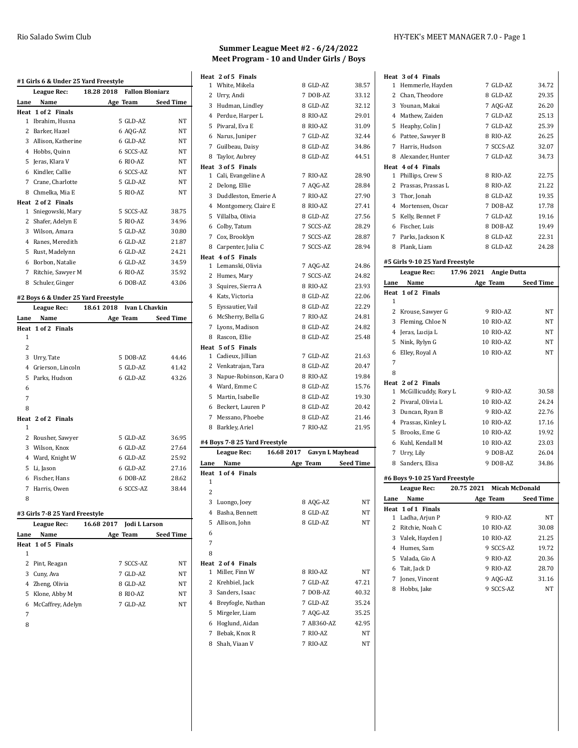Rio Salado Swim Club

## Summer League Meet #2 - 6/24/2022
## Meet Program - 10 and Under Girls / Boys

### #1 Girls 6 & Under 25 Yard Freestyle

League Rec: 18.28 2018 Fallon Bloniarz

| Lane | Name | Age | Team | Seed Time |
|---|---|---|---|---|
| **Heat 1 of 2 Finals** | | | | |
| 1 | Ibrahim, Husna | 5 | GLD-AZ | NT |
| 2 | Barker, Hazel | 6 | AQG-AZ | NT |
| 3 | Allison, Katherine | 6 | GLD-AZ | NT |
| 4 | Hobbs, Quinn | 6 | SCCS-AZ | NT |
| 5 | Jeras, Klara V | 6 | RIO-AZ | NT |
| 6 | Kindler, Callie | 6 | SCCS-AZ | NT |
| 7 | Crane, Charlotte | 5 | GLD-AZ | NT |
| 8 | Chmelka, Mia E | 5 | RIO-AZ | NT |
| **Heat 2 of 2 Finals** | | | | |
| 1 | Sniegowski, Mary | 5 | SCCS-AZ | 38.75 |
| 2 | Shafer, Adelyn E | 5 | RIO-AZ | 34.96 |
| 3 | Wilson, Amara | 5 | GLD-AZ | 30.80 |
| 4 | Ranes, Meredith | 6 | GLD-AZ | 21.87 |
| 5 | Rust, Madelynn | 6 | GLD-AZ | 24.21 |
| 6 | Borbon, Natalie | 6 | GLD-AZ | 34.59 |
| 7 | Ritchie, Sawyer M | 6 | RIO-AZ | 35.92 |
| 8 | Schuler, Ginger | 6 | DOB-AZ | 43.06 |

### #2 Boys 6 & Under 25 Yard Freestyle

League Rec: 18.61 2018 Ivan L Chavkin

| Lane | Name | Age | Team | Seed Time |
|---|---|---|---|---|
| **Heat 1 of 2 Finals** | | | | |
| 1 | | | | |
| 2 | | | | |
| 3 | Urry, Tate | 5 | DOB-AZ | 44.46 |
| 4 | Grierson, Lincoln | 5 | GLD-AZ | 41.42 |
| 5 | Parks, Hudson | 6 | GLD-AZ | 43.26 |
| 6 | | | | |
| 7 | | | | |
| 8 | | | | |
| **Heat 2 of 2 Finals** | | | | |
| 1 | | | | |
| 2 | Rousher, Sawyer | 5 | GLD-AZ | 36.95 |
| 3 | Wilson, Knox | 6 | GLD-AZ | 27.64 |
| 4 | Ward, Knight W | 6 | GLD-AZ | 25.92 |
| 5 | Li, Jason | 6 | GLD-AZ | 27.16 |
| 6 | Fischer, Hans | 6 | DOB-AZ | 28.62 |
| 7 | Harris, Owen | 6 | SCCS-AZ | 38.44 |
| 8 | | | | |

### #3 Girls 7-8 25 Yard Freestyle

League Rec: 16.68 2017 Jodi L Larson

| Lane | Name | Age | Team | Seed Time |
|---|---|---|---|---|
| **Heat 1 of 5 Finals** | | | | |
| 1 | | | | |
| 2 | Pint, Reagan | 7 | SCCS-AZ | NT |
| 3 | Cuny, Ava | 7 | GLD-AZ | NT |
| 4 | Zheng, Olivia | 8 | GLD-AZ | NT |
| 5 | Klone, Abby M | 8 | RIO-AZ | NT |
| 6 | McCaffrey, Adelyn | 7 | GLD-AZ | NT |
| 7 | | | | |
| 8 | | | | |
| **Heat 2 of 5 Finals** | | | | |
| 1 | White, Mikela | 8 | GLD-AZ | 38.57 |
| 2 | Urry, Andi | 7 | DOB-AZ | 33.12 |
| 3 | Hudman, Lindley | 8 | GLD-AZ | 32.12 |
| 4 | Perdue, Harper L | 8 | RIO-AZ | 29.01 |
| 5 | Pivaral, Eva E | 8 | RIO-AZ | 31.09 |
| 6 | Narus, Juniper | 7 | GLD-AZ | 32.44 |
| 7 | Guilbeau, Daisy | 8 | GLD-AZ | 34.86 |
| 8 | Taylor, Aubrey | 8 | GLD-AZ | 44.51 |
| **Heat 3 of 5 Finals** | | | | |
| 1 | Cali, Evangeline A | 7 | RIO-AZ | 28.90 |
| 2 | Delong, Ellie | 7 | AQG-AZ | 28.84 |
| 3 | Duddleston, Emerie A | 7 | RIO-AZ | 27.90 |
| 4 | Montgomery, Claire E | 8 | RIO-AZ | 27.41 |
| 5 | Villalba, Olivia | 8 | GLD-AZ | 27.56 |
| 6 | Colby, Tatum | 7 | SCCS-AZ | 28.29 |
| 7 | Cox, Brooklyn | 7 | SCCS-AZ | 28.87 |
| 8 | Carpenter, Julia C | 7 | SCCS-AZ | 28.94 |
| **Heat 4 of 5 Finals** | | | | |
| 1 | Lemanski, Olivia | 7 | AQG-AZ | 24.86 |
| 2 | Humes, Mary | 7 | SCCS-AZ | 24.82 |
| 3 | Squires, Sierra A | 8 | RIO-AZ | 23.93 |
| 4 | Kats, Victoria | 8 | GLD-AZ | 22.06 |
| 5 | Eyssautier, Vail | 8 | GLD-AZ | 22.29 |
| 6 | McSherry, Bella G | 7 | RIO-AZ | 24.81 |
| 7 | Lyons, Madison | 8 | GLD-AZ | 24.82 |
| 8 | Rascon, Ellie | 8 | GLD-AZ | 25.48 |
| **Heat 5 of 5 Finals** | | | | |
| 1 | Cadieux, Jillian | 7 | GLD-AZ | 21.63 |
| 2 | Venkatrajan, Tara | 8 | GLD-AZ | 20.47 |
| 3 | Napue-Robinson, Kara O | 8 | RIO-AZ | 19.84 |
| 4 | Ward, Emme C | 8 | GLD-AZ | 15.76 |
| 5 | Martin, Isabelle | 8 | GLD-AZ | 19.30 |
| 6 | Beckert, Lauren P | 8 | GLD-AZ | 20.42 |
| 7 | Messano, Phoebe | 8 | GLD-AZ | 21.46 |
| 8 | Barkley, Ariel | 7 | RIO-AZ | 21.95 |

### #4 Boys 7-8 25 Yard Freestyle

League Rec: 16.68 2017 Gavyn L Mayhead

| Lane | Name | Age | Team | Seed Time |
|---|---|---|---|---|
| **Heat 1 of 4 Finals** | | | | |
| 1 | | | | |
| 2 | | | | |
| 3 | Luongo, Joey | 8 | AQG-AZ | NT |
| 4 | Basha, Bennett | 8 | GLD-AZ | NT |
| 5 | Allison, John | 8 | GLD-AZ | NT |
| 6 | | | | |
| 7 | | | | |
| 8 | | | | |
| **Heat 2 of 4 Finals** | | | | |
| 1 | Miller, Finn W | 8 | RIO-AZ | NT |
| 2 | Krehbiel, Jack | 7 | GLD-AZ | 47.21 |
| 3 | Sanders, Isaac | 7 | DOB-AZ | 40.32 |
| 4 | Breyfogle, Nathan | 7 | GLD-AZ | 35.24 |
| 5 | Mirgeler, Liam | 7 | AQG-AZ | 35.25 |
| 6 | Hoglund, Aidan | 7 | AB360-AZ | 42.95 |
| 7 | Bebak, Knox R | 7 | RIO-AZ | NT |
| 8 | Shah, Viaan V | 7 | RIO-AZ | NT |
| **Heat 3 of 4 Finals** | | | | |
| 1 | Hemmerle, Hayden | 7 | GLD-AZ | 34.72 |
| 2 | Chan, Theodore | 8 | GLD-AZ | 29.35 |
| 3 | Younan, Makai | 7 | AQG-AZ | 26.20 |
| 4 | Mathew, Zaiden | 7 | GLD-AZ | 25.13 |
| 5 | Heaphy, Colin J | 7 | GLD-AZ | 25.39 |
| 6 | Pattee, Sawyer B | 8 | RIO-AZ | 26.25 |
| 7 | Harris, Hudson | 7 | SCCS-AZ | 32.07 |
| 8 | Alexander, Hunter | 7 | GLD-AZ | 34.73 |
| **Heat 4 of 4 Finals** | | | | |
| 1 | Phillips, Crew S | 8 | RIO-AZ | 22.75 |
| 2 | Prassas, Prassas L | 8 | RIO-AZ | 21.22 |
| 3 | Thor, Jonah | 8 | GLD-AZ | 19.35 |
| 4 | Mortensen, Oscar | 7 | DOB-AZ | 17.78 |
| 5 | Kelly, Bennet F | 7 | GLD-AZ | 19.16 |
| 6 | Fischer, Luis | 8 | DOB-AZ | 19.49 |
| 7 | Parks, Jackson K | 8 | GLD-AZ | 22.31 |
| 8 | Plank, Liam | 8 | GLD-AZ | 24.28 |

### #5 Girls 9-10 25 Yard Freestyle

League Rec: 17.96 2021 Angie Dutta

| Lane | Name | Age | Team | Seed Time |
|---|---|---|---|---|
| **Heat 1 of 2 Finals** | | | | |
| 1 | | | | |
| 2 | Krouse, Sawyer G | 9 | RIO-AZ | NT |
| 3 | Fleming, Chloe N | 10 | RIO-AZ | NT |
| 4 | Jeras, Lucija L | 10 | RIO-AZ | NT |
| 5 | Nink, Rylyn G | 10 | RIO-AZ | NT |
| 6 | Elley, Royal A | 10 | RIO-AZ | NT |
| 7 | | | | |
| 8 | | | | |
| **Heat 2 of 2 Finals** | | | | |
| 1 | McGillicuddy, Rory L | 9 | RIO-AZ | 30.58 |
| 2 | Pivaral, Olivia L | 10 | RIO-AZ | 24.24 |
| 3 | Duncan, Ryan B | 9 | RIO-AZ | 22.76 |
| 4 | Prassas, Kinley L | 10 | RIO-AZ | 17.16 |
| 5 | Brooks, Eme G | 10 | RIO-AZ | 19.92 |
| 6 | Kuhl, Kendall M | 10 | RIO-AZ | 23.03 |
| 7 | Urry, Lily | 9 | DOB-AZ | 26.04 |
| 8 | Sanders, Elisa | 9 | DOB-AZ | 34.86 |

### #6 Boys 9-10 25 Yard Freestyle

League Rec: 20.75 2021 Micah McDonald

| Lane | Name | Age | Team | Seed Time |
|---|---|---|---|---|
| **Heat 1 of 1 Finals** | | | | |
| 1 | Ladha, Arjun P | 9 | RIO-AZ | NT |
| 2 | Ritchie, Noah C | 10 | RIO-AZ | 30.08 |
| 3 | Valek, Hayden J | 10 | RIO-AZ | 21.25 |
| 4 | Humes, Sam | 9 | SCCS-AZ | 19.72 |
| 5 | Valada, Gio A | 9 | RIO-AZ | 20.36 |
| 6 | Tait, Jack D | 9 | RIO-AZ | 28.70 |
| 7 | Jones, Vincent | 9 | AQG-AZ | 31.16 |
| 8 | Hobbs, Jake | 9 | SCCS-AZ | NT |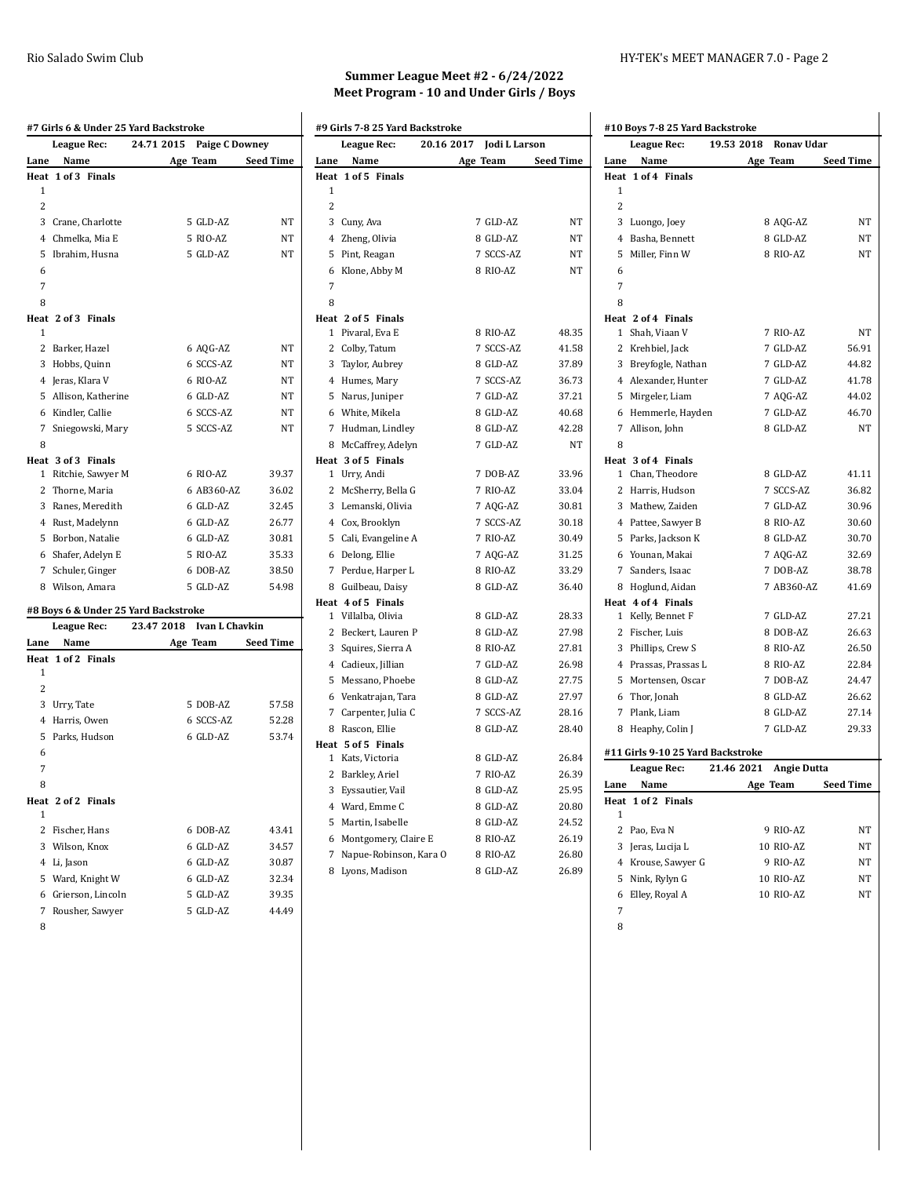## Summer League Meet #2 - 6/24/2022
## Meet Program - 10 and Under Girls / Boys

### #7 Girls 6 & Under 25 Yard Backstroke

League Rec: 24.71 2015 Paige C Downey

| Lane | Name | Age | Team | Seed Time |
|---|---|---|---|---|
| **Heat 1 of 3 Finals** | | | | |
| 1 | | | | |
| 2 | | | | |
| 3 | Crane, Charlotte | 5 | GLD-AZ | NT |
| 4 | Chmelka, Mia E | 5 | RIO-AZ | NT |
| 5 | Ibrahim, Husna | 5 | GLD-AZ | NT |
| 6 | | | | |
| 7 | | | | |
| 8 | | | | |
| **Heat 2 of 3 Finals** | | | | |
| 1 | | | | |
| 2 | Barker, Hazel | 6 | AQG-AZ | NT |
| 3 | Hobbs, Quinn | 6 | SCCS-AZ | NT |
| 4 | Jeras, Klara V | 6 | RIO-AZ | NT |
| 5 | Allison, Katherine | 6 | GLD-AZ | NT |
| 6 | Kindler, Callie | 6 | SCCS-AZ | NT |
| 7 | Sniegowski, Mary | 5 | SCCS-AZ | NT |
| 8 | | | | |
| **Heat 3 of 3 Finals** | | | | |
| 1 | Ritchie, Sawyer M | 6 | RIO-AZ | 39.37 |
| 2 | Thorne, Maria | 6 | AB360-AZ | 36.02 |
| 3 | Ranes, Meredith | 6 | GLD-AZ | 32.45 |
| 4 | Rust, Madelynn | 6 | GLD-AZ | 26.77 |
| 5 | Borbon, Natalie | 6 | GLD-AZ | 30.81 |
| 6 | Shafer, Adelyn E | 5 | RIO-AZ | 35.33 |
| 7 | Schuler, Ginger | 6 | DOB-AZ | 38.50 |
| 8 | Wilson, Amara | 5 | GLD-AZ | 54.98 |

### #8 Boys 6 & Under 25 Yard Backstroke

League Rec: 23.47 2018 Ivan L Chavkin

| Lane | Name | Age | Team | Seed Time |
|---|---|---|---|---|
| **Heat 1 of 2 Finals** | | | | |
| 1 | | | | |
| 2 | | | | |
| 3 | Urry, Tate | 5 | DOB-AZ | 57.58 |
| 4 | Harris, Owen | 6 | SCCS-AZ | 52.28 |
| 5 | Parks, Hudson | 6 | GLD-AZ | 53.74 |
| 6 | | | | |
| 7 | | | | |
| 8 | | | | |
| **Heat 2 of 2 Finals** | | | | |
| 1 | | | | |
| 2 | Fischer, Hans | 6 | DOB-AZ | 43.41 |
| 3 | Wilson, Knox | 6 | GLD-AZ | 34.57 |
| 4 | Li, Jason | 6 | GLD-AZ | 30.87 |
| 5 | Ward, Knight W | 6 | GLD-AZ | 32.34 |
| 6 | Grierson, Lincoln | 5 | GLD-AZ | 39.35 |
| 7 | Rousher, Sawyer | 5 | GLD-AZ | 44.49 |
| 8 | | | | |

### #9 Girls 7-8 25 Yard Backstroke

League Rec: 20.16 2017 Jodi L Larson

| Lane | Name | Age | Team | Seed Time |
|---|---|---|---|---|
| **Heat 1 of 5 Finals** | | | | |
| 1 | | | | |
| 2 | | | | |
| 3 | Cuny, Ava | 7 | GLD-AZ | NT |
| 4 | Zheng, Olivia | 8 | GLD-AZ | NT |
| 5 | Pint, Reagan | 7 | SCCS-AZ | NT |
| 6 | Klone, Abby M | 8 | RIO-AZ | NT |
| 7 | | | | |
| 8 | | | | |
| **Heat 2 of 5 Finals** | | | | |
| 1 | Pivaral, Eva E | 8 | RIO-AZ | 48.35 |
| 2 | Colby, Tatum | 7 | SCCS-AZ | 41.58 |
| 3 | Taylor, Aubrey | 8 | GLD-AZ | 37.89 |
| 4 | Humes, Mary | 7 | SCCS-AZ | 36.73 |
| 5 | Narus, Juniper | 7 | GLD-AZ | 37.21 |
| 6 | White, Mikela | 8 | GLD-AZ | 40.68 |
| 7 | Hudman, Lindley | 8 | GLD-AZ | 42.28 |
| 8 | McCaffrey, Adelyn | 7 | GLD-AZ | NT |
| **Heat 3 of 5 Finals** | | | | |
| 1 | Urry, Andi | 7 | DOB-AZ | 33.96 |
| 2 | McSherry, Bella G | 7 | RIO-AZ | 33.04 |
| 3 | Lemanski, Olivia | 7 | AQG-AZ | 30.81 |
| 4 | Cox, Brooklyn | 7 | SCCS-AZ | 30.18 |
| 5 | Cali, Evangeline A | 7 | RIO-AZ | 30.49 |
| 6 | Delong, Ellie | 7 | AQG-AZ | 31.25 |
| 7 | Perdue, Harper L | 8 | RIO-AZ | 33.29 |
| 8 | Guilbeau, Daisy | 8 | GLD-AZ | 36.40 |
| **Heat 4 of 5 Finals** | | | | |
| 1 | Villalba, Olivia | 8 | GLD-AZ | 28.33 |
| 2 | Beckert, Lauren P | 8 | GLD-AZ | 27.98 |
| 3 | Squires, Sierra A | 8 | RIO-AZ | 27.81 |
| 4 | Cadieux, Jillian | 7 | GLD-AZ | 26.98 |
| 5 | Messano, Phoebe | 8 | GLD-AZ | 27.75 |
| 6 | Venkatrajan, Tara | 8 | GLD-AZ | 27.97 |
| 7 | Carpenter, Julia C | 7 | SCCS-AZ | 28.16 |
| 8 | Rascon, Ellie | 8 | GLD-AZ | 28.40 |
| **Heat 5 of 5 Finals** | | | | |
| 1 | Kats, Victoria | 8 | GLD-AZ | 26.84 |
| 2 | Barkley, Ariel | 7 | RIO-AZ | 26.39 |
| 3 | Eyssautier, Vail | 8 | GLD-AZ | 25.95 |
| 4 | Ward, Emme C | 8 | GLD-AZ | 20.80 |
| 5 | Martin, Isabelle | 8 | GLD-AZ | 24.52 |
| 6 | Montgomery, Claire E | 8 | RIO-AZ | 26.19 |
| 7 | Napue-Robinson, Kara O | 8 | RIO-AZ | 26.80 |
| 8 | Lyons, Madison | 8 | GLD-AZ | 26.89 |

### #10 Boys 7-8 25 Yard Backstroke

League Rec: 19.53 2018 Ronav Udar

| Lane | Name | Age | Team | Seed Time |
|---|---|---|---|---|
| **Heat 1 of 4 Finals** | | | | |
| 1 | | | | |
| 2 | | | | |
| 3 | Luongo, Joey | 8 | AQG-AZ | NT |
| 4 | Basha, Bennett | 8 | GLD-AZ | NT |
| 5 | Miller, Finn W | 8 | RIO-AZ | NT |
| 6 | | | | |
| 7 | | | | |
| 8 | | | | |
| **Heat 2 of 4 Finals** | | | | |
| 1 | Shah, Viaan V | 7 | RIO-AZ | NT |
| 2 | Krehbiel, Jack | 7 | GLD-AZ | 56.91 |
| 3 | Breyfogle, Nathan | 7 | GLD-AZ | 44.82 |
| 4 | Alexander, Hunter | 7 | GLD-AZ | 41.78 |
| 5 | Mirgeler, Liam | 7 | AQG-AZ | 44.02 |
| 6 | Hemmerle, Hayden | 7 | GLD-AZ | 46.70 |
| 7 | Allison, John | 8 | GLD-AZ | NT |
| 8 | | | | |
| **Heat 3 of 4 Finals** | | | | |
| 1 | Chan, Theodore | 8 | GLD-AZ | 41.11 |
| 2 | Harris, Hudson | 7 | SCCS-AZ | 36.82 |
| 3 | Mathew, Zaiden | 7 | GLD-AZ | 30.96 |
| 4 | Pattee, Sawyer B | 8 | RIO-AZ | 30.60 |
| 5 | Parks, Jackson K | 8 | GLD-AZ | 30.70 |
| 6 | Younan, Makai | 7 | AQG-AZ | 32.69 |
| 7 | Sanders, Isaac | 7 | DOB-AZ | 38.78 |
| 8 | Hoglund, Aidan | 7 | AB360-AZ | 41.69 |
| **Heat 4 of 4 Finals** | | | | |
| 1 | Kelly, Bennet F | 7 | GLD-AZ | 27.21 |
| 2 | Fischer, Luis | 8 | DOB-AZ | 26.63 |
| 3 | Phillips, Crew S | 8 | RIO-AZ | 26.50 |
| 4 | Prassas, Prassas L | 8 | RIO-AZ | 22.84 |
| 5 | Mortensen, Oscar | 7 | DOB-AZ | 24.47 |
| 6 | Thor, Jonah | 8 | GLD-AZ | 26.62 |
| 7 | Plank, Liam | 8 | GLD-AZ | 27.14 |
| 8 | Heaphy, Colin J | 7 | GLD-AZ | 29.33 |

### #11 Girls 9-10 25 Yard Backstroke

League Rec: 21.46 2021 Angie Dutta

| Lane | Name | Age | Team | Seed Time |
|---|---|---|---|---|
| **Heat 1 of 2 Finals** | | | | |
| 1 | | | | |
| 2 | Pao, Eva N | 9 | RIO-AZ | NT |
| 3 | Jeras, Lucija L | 10 | RIO-AZ | NT |
| 4 | Krouse, Sawyer G | 9 | RIO-AZ | NT |
| 5 | Nink, Rylyn G | 10 | RIO-AZ | NT |
| 6 | Elley, Royal A | 10 | RIO-AZ | NT |
| 7 | | | | |
| 8 | | | | |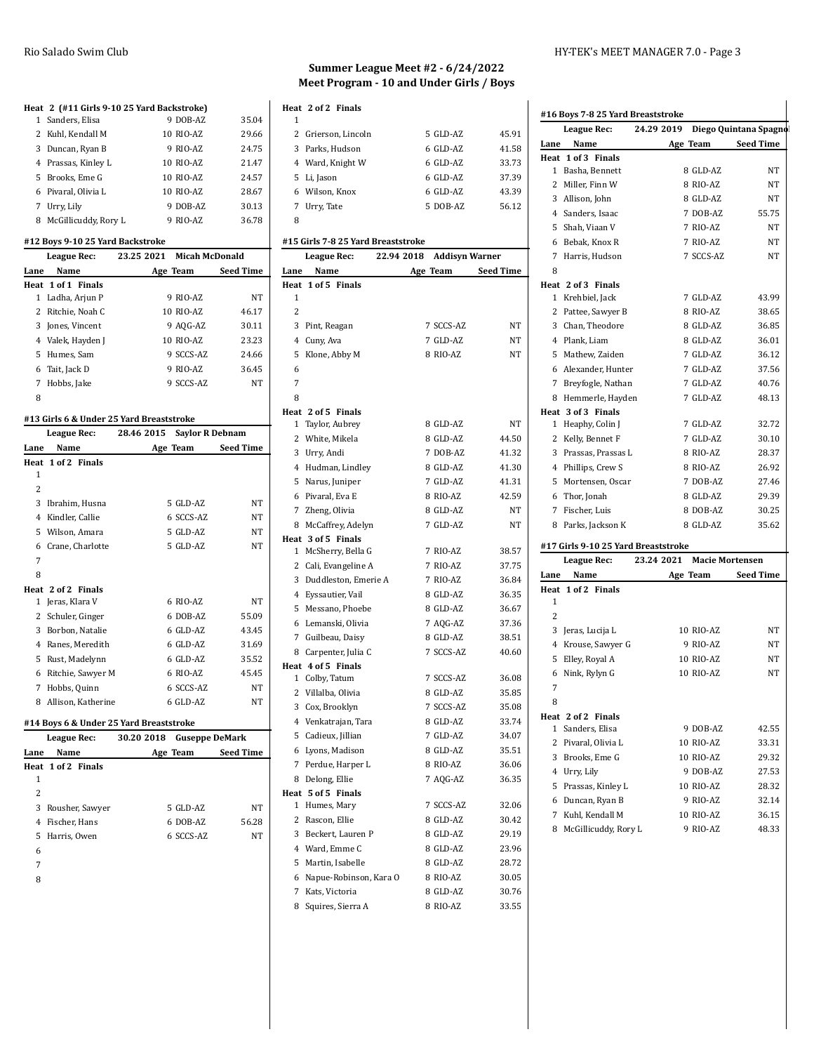# Summer League Meet #2 - 6/24/2022
## Meet Program - 10 and Under Girls / Boys

**Heat 2 (#11 Girls 9-10 25 Yard Backstroke)**

| Lane | Name | Age | Team | Seed Time |
|---|---|---|---|---|
| 1 | Sanders, Elisa | 9 | DOB-AZ | 35.04 |
| 2 | Kuhl, Kendall M | 10 | RIO-AZ | 29.66 |
| 3 | Duncan, Ryan B | 9 | RIO-AZ | 24.75 |
| 4 | Prassas, Kinley L | 10 | RIO-AZ | 21.47 |
| 5 | Brooks, Eme G | 10 | RIO-AZ | 24.57 |
| 6 | Pivaral, Olivia L | 10 | RIO-AZ | 28.67 |
| 7 | Urry, Lily | 9 | DOB-AZ | 30.13 |
| 8 | McGillicuddy, Rory L | 9 | RIO-AZ | 36.78 |

### #12 Boys 9-10 25 Yard Backstroke

League Rec: 23.25 2021 Micah McDonald

**Heat 1 of 1 Finals**

| Lane | Name | Age | Team | Seed Time |
|---|---|---|---|---|
| 1 | Ladha, Arjun P | 9 | RIO-AZ | NT |
| 2 | Ritchie, Noah C | 10 | RIO-AZ | 46.17 |
| 3 | Jones, Vincent | 9 | AQG-AZ | 30.11 |
| 4 | Valek, Hayden J | 10 | RIO-AZ | 23.23 |
| 5 | Humes, Sam | 9 | SCCS-AZ | 24.66 |
| 6 | Tait, Jack D | 9 | RIO-AZ | 36.45 |
| 7 | Hobbs, Jake | 9 | SCCS-AZ | NT |
| 8 | | | | |

### #13 Girls 6 & Under 25 Yard Breaststroke

League Rec: 28.46 2015 Saylor R Debnam

**Heat 1 of 2 Finals**

| Lane | Name | Age | Team | Seed Time |
|---|---|---|---|---|
| 1 | | | | |
| 2 | | | | |
| 3 | Ibrahim, Husna | 5 | GLD-AZ | NT |
| 4 | Kindler, Callie | 6 | SCCS-AZ | NT |
| 5 | Wilson, Amara | 5 | GLD-AZ | NT |
| 6 | Crane, Charlotte | 5 | GLD-AZ | NT |
| 7 | | | | |
| 8 | | | | |

**Heat 2 of 2 Finals**

| Lane | Name | Age | Team | Seed Time |
|---|---|---|---|---|
| 1 | Jeras, Klara V | 6 | RIO-AZ | NT |
| 2 | Schuler, Ginger | 6 | DOB-AZ | 55.09 |
| 3 | Borbon, Natalie | 6 | GLD-AZ | 43.45 |
| 4 | Ranes, Meredith | 6 | GLD-AZ | 31.69 |
| 5 | Rust, Madelynn | 6 | GLD-AZ | 35.52 |
| 6 | Ritchie, Sawyer M | 6 | RIO-AZ | 45.45 |
| 7 | Hobbs, Quinn | 6 | SCCS-AZ | NT |
| 8 | Allison, Katherine | 6 | GLD-AZ | NT |

### #14 Boys 6 & Under 25 Yard Breaststroke

League Rec: 30.20 2018 Guseppe DeMark

**Heat 1 of 2 Finals**

| Lane | Name | Age | Team | Seed Time |
|---|---|---|---|---|
| 1 | | | | |
| 2 | | | | |
| 3 | Rousher, Sawyer | 5 | GLD-AZ | NT |
| 4 | Fischer, Hans | 6 | DOB-AZ | 56.28 |
| 5 | Harris, Owen | 6 | SCCS-AZ | NT |
| 6 | | | | |
| 7 | | | | |
| 8 | | | | |

**Heat 2 of 2 Finals**

| Lane | Name | Age | Team | Seed Time |
|---|---|---|---|---|
| 1 | | | | |
| 2 | Grierson, Lincoln | 5 | GLD-AZ | 45.91 |
| 3 | Parks, Hudson | 6 | GLD-AZ | 41.58 |
| 4 | Ward, Knight W | 6 | GLD-AZ | 33.73 |
| 5 | Li, Jason | 6 | GLD-AZ | 37.39 |
| 6 | Wilson, Knox | 6 | GLD-AZ | 43.39 |
| 7 | Urry, Tate | 5 | DOB-AZ | 56.12 |
| 8 | | | | |

### #15 Girls 7-8 25 Yard Breaststroke

League Rec: 22.94 2018 Addisyn Warner

**Heat 1 of 5 Finals**

| Lane | Name | Age | Team | Seed Time |
|---|---|---|---|---|
| 1 | | | | |
| 2 | | | | |
| 3 | Pint, Reagan | 7 | SCCS-AZ | NT |
| 4 | Cuny, Ava | 7 | GLD-AZ | NT |
| 5 | Klone, Abby M | 8 | RIO-AZ | NT |
| 6 | | | | |
| 7 | | | | |
| 8 | | | | |

**Heat 2 of 5 Finals**

| Lane | Name | Age | Team | Seed Time |
|---|---|---|---|---|
| 1 | Taylor, Aubrey | 8 | GLD-AZ | NT |
| 2 | White, Mikela | 8 | GLD-AZ | 44.50 |
| 3 | Urry, Andi | 7 | DOB-AZ | 41.32 |
| 4 | Hudman, Lindley | 8 | GLD-AZ | 41.30 |
| 5 | Narus, Juniper | 7 | GLD-AZ | 41.31 |
| 6 | Pivaral, Eva E | 8 | RIO-AZ | 42.59 |
| 7 | Zheng, Olivia | 8 | GLD-AZ | NT |
| 8 | McCaffrey, Adelyn | 7 | GLD-AZ | NT |

**Heat 3 of 5 Finals**

| Lane | Name | Age | Team | Seed Time |
|---|---|---|---|---|
| 1 | McSherry, Bella G | 7 | RIO-AZ | 38.57 |
| 2 | Cali, Evangeline A | 7 | RIO-AZ | 37.75 |
| 3 | Duddleston, Emerie A | 7 | RIO-AZ | 36.84 |
| 4 | Eyssautier, Vail | 8 | GLD-AZ | 36.35 |
| 5 | Messano, Phoebe | 8 | GLD-AZ | 36.67 |
| 6 | Lemanski, Olivia | 7 | AQG-AZ | 37.36 |
| 7 | Guilbeau, Daisy | 8 | GLD-AZ | 38.51 |
| 8 | Carpenter, Julia C | 7 | SCCS-AZ | 40.60 |

**Heat 4 of 5 Finals**

| Lane | Name | Age | Team | Seed Time |
|---|---|---|---|---|
| 1 | Colby, Tatum | 7 | SCCS-AZ | 36.08 |
| 2 | Villalba, Olivia | 8 | GLD-AZ | 35.85 |
| 3 | Cox, Brooklyn | 7 | SCCS-AZ | 35.08 |
| 4 | Venkatrajan, Tara | 8 | GLD-AZ | 33.74 |
| 5 | Cadieux, Jillian | 7 | GLD-AZ | 34.07 |
| 6 | Lyons, Madison | 8 | GLD-AZ | 35.51 |
| 7 | Perdue, Harper L | 8 | RIO-AZ | 36.06 |
| 8 | Delong, Ellie | 7 | AQG-AZ | 36.35 |

**Heat 5 of 5 Finals**

| Lane | Name | Age | Team | Seed Time |
|---|---|---|---|---|
| 1 | Humes, Mary | 7 | SCCS-AZ | 32.06 |
| 2 | Rascon, Ellie | 8 | GLD-AZ | 30.42 |
| 3 | Beckert, Lauren P | 8 | GLD-AZ | 29.19 |
| 4 | Ward, Emme C | 8 | GLD-AZ | 23.96 |
| 5 | Martin, Isabelle | 8 | GLD-AZ | 28.72 |
| 6 | Napue-Robinson, Kara O | 8 | RIO-AZ | 30.05 |
| 7 | Kats, Victoria | 8 | GLD-AZ | 30.76 |
| 8 | Squires, Sierra A | 8 | RIO-AZ | 33.55 |

### #16 Boys 7-8 25 Yard Breaststroke

League Rec: 24.29 2019 Diego Quintana Spagno

**Heat 1 of 3 Finals**

| Lane | Name | Age | Team | Seed Time |
|---|---|---|---|---|
| 1 | Basha, Bennett | 8 | GLD-AZ | NT |
| 2 | Miller, Finn W | 8 | RIO-AZ | NT |
| 3 | Allison, John | 8 | GLD-AZ | NT |
| 4 | Sanders, Isaac | 7 | DOB-AZ | 55.75 |
| 5 | Shah, Viaan V | 7 | RIO-AZ | NT |
| 6 | Bebak, Knox R | 7 | RIO-AZ | NT |
| 7 | Harris, Hudson | 7 | SCCS-AZ | NT |
| 8 | | | | |

**Heat 2 of 3 Finals**

| Lane | Name | Age | Team | Seed Time |
|---|---|---|---|---|
| 1 | Krehbiel, Jack | 7 | GLD-AZ | 43.99 |
| 2 | Pattee, Sawyer B | 8 | RIO-AZ | 38.65 |
| 3 | Chan, Theodore | 8 | GLD-AZ | 36.85 |
| 4 | Plank, Liam | 8 | GLD-AZ | 36.01 |
| 5 | Mathew, Zaiden | 7 | GLD-AZ | 36.12 |
| 6 | Alexander, Hunter | 7 | GLD-AZ | 37.56 |
| 7 | Breyfogle, Nathan | 7 | GLD-AZ | 40.76 |
| 8 | Hemmerle, Hayden | 7 | GLD-AZ | 48.13 |

**Heat 3 of 3 Finals**

| Lane | Name | Age | Team | Seed Time |
|---|---|---|---|---|
| 1 | Heaphy, Colin J | 7 | GLD-AZ | 32.72 |
| 2 | Kelly, Bennet F | 7 | GLD-AZ | 30.10 |
| 3 | Prassas, Prassas L | 8 | RIO-AZ | 28.37 |
| 4 | Phillips, Crew S | 8 | RIO-AZ | 26.92 |
| 5 | Mortensen, Oscar | 7 | DOB-AZ | 27.46 |
| 6 | Thor, Jonah | 8 | GLD-AZ | 29.39 |
| 7 | Fischer, Luis | 8 | DOB-AZ | 30.25 |
| 8 | Parks, Jackson K | 8 | GLD-AZ | 35.62 |

### #17 Girls 9-10 25 Yard Breaststroke

League Rec: 23.24 2021 Macie Mortensen

**Heat 1 of 2 Finals**

| Lane | Name | Age | Team | Seed Time |
|---|---|---|---|---|
| 1 | | | | |
| 2 | | | | |
| 3 | Jeras, Lucija L | 10 | RIO-AZ | NT |
| 4 | Krouse, Sawyer G | 9 | RIO-AZ | NT |
| 5 | Elley, Royal A | 10 | RIO-AZ | NT |
| 6 | Nink, Rylyn G | 10 | RIO-AZ | NT |
| 7 | | | | |
| 8 | | | | |

**Heat 2 of 2 Finals**

| Lane | Name | Age | Team | Seed Time |
|---|---|---|---|---|
| 1 | Sanders, Elisa | 9 | DOB-AZ | 42.55 |
| 2 | Pivaral, Olivia L | 10 | RIO-AZ | 33.31 |
| 3 | Brooks, Eme G | 10 | RIO-AZ | 29.32 |
| 4 | Urry, Lily | 9 | DOB-AZ | 27.53 |
| 5 | Prassas, Kinley L | 10 | RIO-AZ | 28.32 |
| 6 | Duncan, Ryan B | 9 | RIO-AZ | 32.14 |
| 7 | Kuhl, Kendall M | 10 | RIO-AZ | 36.15 |
| 8 | McGillicuddy, Rory L | 9 | RIO-AZ | 48.33 |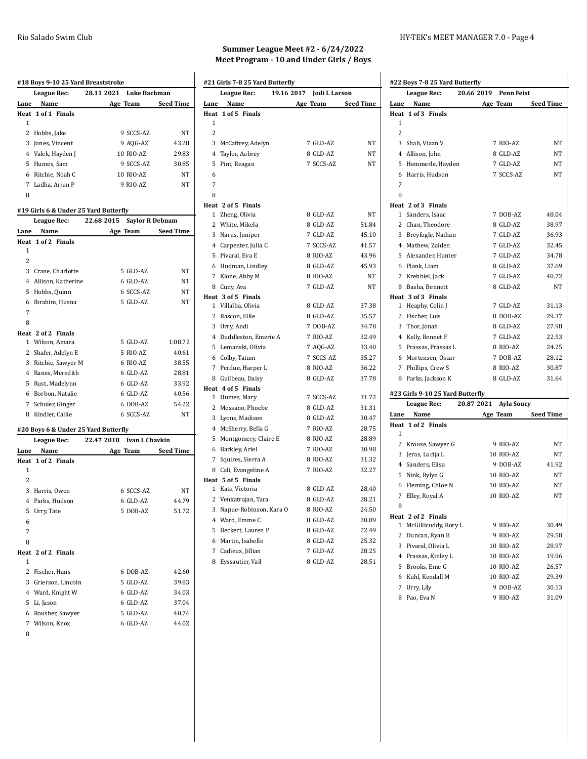## Summer League Meet #2 - 6/24/2022
## Meet Program - 10 and Under Girls / Boys

### #18 Boys 9-10 25 Yard Breaststroke

League Rec: 28.11 2021 Luke Bachman

| Lane | Name | Age | Team | Seed Time |
|---|---|---|---|---|
| **Heat 1 of 1 Finals** | | | | |
| 1 | | | | |
| 2 | Hobbs, Jake | 9 | SCCS-AZ | NT |
| 3 | Jones, Vincent | 9 | AQG-AZ | 43.28 |
| 4 | Valek, Hayden J | 10 | RIO-AZ | 29.83 |
| 5 | Humes, Sam | 9 | SCCS-AZ | 30.85 |
| 6 | Ritchie, Noah C | 10 | RIO-AZ | NT |
| 7 | Ladha, Arjun P | 9 | RIO-AZ | NT |
| 8 | | | | |

### #19 Girls 6 & Under 25 Yard Butterfly

League Rec: 22.68 2015 Saylor R Debnam

| Lane | Name | Age | Team | Seed Time |
|---|---|---|---|---|
| **Heat 1 of 2 Finals** | | | | |
| 1 | | | | |
| 2 | | | | |
| 3 | Crane, Charlotte | 5 | GLD-AZ | NT |
| 4 | Allison, Katherine | 6 | GLD-AZ | NT |
| 5 | Hobbs, Quinn | 6 | SCCS-AZ | NT |
| 6 | Ibrahim, Husna | 5 | GLD-AZ | NT |
| 7 | | | | |
| 8 | | | | |
| **Heat 2 of 2 Finals** | | | | |
| 1 | Wilson, Amara | 5 | GLD-AZ | 1:08.72 |
| 2 | Shafer, Adelyn E | 5 | RIO-AZ | 40.61 |
| 3 | Ritchie, Sawyer M | 6 | RIO-AZ | 38.55 |
| 4 | Ranes, Meredith | 6 | GLD-AZ | 28.81 |
| 5 | Rust, Madelynn | 6 | GLD-AZ | 33.92 |
| 6 | Borbon, Natalie | 6 | GLD-AZ | 40.56 |
| 7 | Schuler, Ginger | 6 | DOB-AZ | 54.22 |
| 8 | Kindler, Callie | 6 | SCCS-AZ | NT |

### #20 Boys 6 & Under 25 Yard Butterfly

League Rec: 22.47 2018 Ivan L Chavkin

| Lane | Name | Age | Team | Seed Time |
|---|---|---|---|---|
| **Heat 1 of 2 Finals** | | | | |
| 1 | | | | |
| 2 | | | | |
| 3 | Harris, Owen | 6 | SCCS-AZ | NT |
| 4 | Parks, Hudson | 6 | GLD-AZ | 44.79 |
| 5 | Urry, Tate | 5 | DOB-AZ | 51.72 |
| 6 | | | | |
| 7 | | | | |
| 8 | | | | |
| **Heat 2 of 2 Finals** | | | | |
| 1 | | | | |
| 2 | Fischer, Hans | 6 | DOB-AZ | 42.60 |
| 3 | Grierson, Lincoln | 5 | GLD-AZ | 39.83 |
| 4 | Ward, Knight W | 6 | GLD-AZ | 34.03 |
| 5 | Li, Jason | 6 | GLD-AZ | 37.04 |
| 6 | Rousher, Sawyer | 5 | GLD-AZ | 40.74 |
| 7 | Wilson, Knox | 6 | GLD-AZ | 44.02 |
| 8 | | | | |

### #21 Girls 7-8 25 Yard Butterfly

League Rec: 19.16 2017 Jodi L Larson

| Lane | Name | Age | Team | Seed Time |
|---|---|---|---|---|
| **Heat 1 of 5 Finals** | | | | |
| 1 | | | | |
| 2 | | | | |
| 3 | McCaffrey, Adelyn | 7 | GLD-AZ | NT |
| 4 | Taylor, Aubrey | 8 | GLD-AZ | NT |
| 5 | Pint, Reagan | 7 | SCCS-AZ | NT |
| 6 | | | | |
| 7 | | | | |
| 8 | | | | |
| **Heat 2 of 5 Finals** | | | | |
| 1 | Zheng, Olivia | 8 | GLD-AZ | NT |
| 2 | White, Mikela | 8 | GLD-AZ | 51.84 |
| 3 | Narus, Juniper | 7 | GLD-AZ | 45.10 |
| 4 | Carpenter, Julia C | 7 | SCCS-AZ | 41.57 |
| 5 | Pivaral, Eva E | 8 | RIO-AZ | 43.96 |
| 6 | Hudman, Lindley | 8 | GLD-AZ | 45.93 |
| 7 | Klone, Abby M | 8 | RIO-AZ | NT |
| 8 | Cuny, Ava | 7 | GLD-AZ | NT |
| **Heat 3 of 5 Finals** | | | | |
| 1 | Villalba, Olivia | 8 | GLD-AZ | 37.38 |
| 2 | Rascon, Ellie | 8 | GLD-AZ | 35.57 |
| 3 | Urry, Andi | 7 | DOB-AZ | 34.78 |
| 4 | Duddleston, Emerie A | 7 | RIO-AZ | 32.49 |
| 5 | Lemanski, Olivia | 7 | AQG-AZ | 33.40 |
| 6 | Colby, Tatum | 7 | SCCS-AZ | 35.27 |
| 7 | Perdue, Harper L | 8 | RIO-AZ | 36.22 |
| 8 | Guilbeau, Daisy | 8 | GLD-AZ | 37.78 |
| **Heat 4 of 5 Finals** | | | | |
| 1 | Humes, Mary | 7 | SCCS-AZ | 31.72 |
| 2 | Messano, Phoebe | 8 | GLD-AZ | 31.31 |
| 3 | Lyons, Madison | 8 | GLD-AZ | 30.47 |
| 4 | McSherry, Bella G | 7 | RIO-AZ | 28.75 |
| 5 | Montgomery, Claire E | 8 | RIO-AZ | 28.89 |
| 6 | Barkley, Ariel | 7 | RIO-AZ | 30.98 |
| 7 | Squires, Sierra A | 8 | RIO-AZ | 31.32 |
| 8 | Cali, Evangeline A | 7 | RIO-AZ | 32.27 |
| **Heat 5 of 5 Finals** | | | | |
| 1 | Kats, Victoria | 8 | GLD-AZ | 28.40 |
| 2 | Venkatrajan, Tara | 8 | GLD-AZ | 28.21 |
| 3 | Napue-Robinson, Kara O | 8 | RIO-AZ | 24.50 |
| 4 | Ward, Emme C | 8 | GLD-AZ | 20.89 |
| 5 | Beckert, Lauren P | 8 | GLD-AZ | 22.49 |
| 6 | Martin, Isabelle | 8 | GLD-AZ | 25.32 |
| 7 | Cadieux, Jillian | 7 | GLD-AZ | 28.25 |
| 8 | Eyssautier, Vail | 8 | GLD-AZ | 28.51 |

### #22 Boys 7-8 25 Yard Butterfly

League Rec: 20.66 2019 Penn Feist

| Lane | Name | Age | Team | Seed Time |
|---|---|---|---|---|
| **Heat 1 of 3 Finals** | | | | |
| 1 | | | | |
| 2 | | | | |
| 3 | Shah, Viaan V | 7 | RIO-AZ | NT |
| 4 | Allison, John | 8 | GLD-AZ | NT |
| 5 | Hemmerle, Hayden | 7 | GLD-AZ | NT |
| 6 | Harris, Hudson | 7 | SCCS-AZ | NT |
| 7 | | | | |
| 8 | | | | |
| **Heat 2 of 3 Finals** | | | | |
| 1 | Sanders, Isaac | 7 | DOB-AZ | 48.04 |
| 2 | Chan, Theodore | 8 | GLD-AZ | 38.97 |
| 3 | Breyfogle, Nathan | 7 | GLD-AZ | 36.93 |
| 4 | Mathew, Zaiden | 7 | GLD-AZ | 32.45 |
| 5 | Alexander, Hunter | 7 | GLD-AZ | 34.78 |
| 6 | Plank, Liam | 8 | GLD-AZ | 37.69 |
| 7 | Krehbiel, Jack | 7 | GLD-AZ | 40.72 |
| 8 | Basha, Bennett | 8 | GLD-AZ | NT |
| **Heat 3 of 3 Finals** | | | | |
| 1 | Heaphy, Colin J | 7 | GLD-AZ | 31.13 |
| 2 | Fischer, Luis | 8 | DOB-AZ | 29.37 |
| 3 | Thor, Jonah | 8 | GLD-AZ | 27.98 |
| 4 | Kelly, Bennet F | 7 | GLD-AZ | 22.53 |
| 5 | Prassas, Prassas L | 8 | RIO-AZ | 24.25 |
| 6 | Mortensen, Oscar | 7 | DOB-AZ | 28.12 |
| 7 | Phillips, Crew S | 8 | RIO-AZ | 30.87 |
| 8 | Parks, Jackson K | 8 | GLD-AZ | 31.64 |

### #23 Girls 9-10 25 Yard Butterfly

League Rec: 20.87 2021 Ayla Soucy

| Lane | Name | Age | Team | Seed Time |
|---|---|---|---|---|
| **Heat 1 of 2 Finals** | | | | |
| 1 | | | | |
| 2 | Krouse, Sawyer G | 9 | RIO-AZ | NT |
| 3 | Jeras, Lucija L | 10 | RIO-AZ | NT |
| 4 | Sanders, Elisa | 9 | DOB-AZ | 41.92 |
| 5 | Nink, Rylyn G | 10 | RIO-AZ | NT |
| 6 | Fleming, Chloe N | 10 | RIO-AZ | NT |
| 7 | Elley, Royal A | 10 | RIO-AZ | NT |
| 8 | | | | |
| **Heat 2 of 2 Finals** | | | | |
| 1 | McGillicuddy, Rory L | 9 | RIO-AZ | 30.49 |
| 2 | Duncan, Ryan B | 9 | RIO-AZ | 29.58 |
| 3 | Pivaral, Olivia L | 10 | RIO-AZ | 28.97 |
| 4 | Prassas, Kinley L | 10 | RIO-AZ | 19.96 |
| 5 | Brooks, Eme G | 10 | RIO-AZ | 26.57 |
| 6 | Kuhl, Kendall M | 10 | RIO-AZ | 29.39 |
| 7 | Urry, Lily | 9 | DOB-AZ | 30.13 |
| 8 | Pao, Eva N | 9 | RIO-AZ | 31.09 |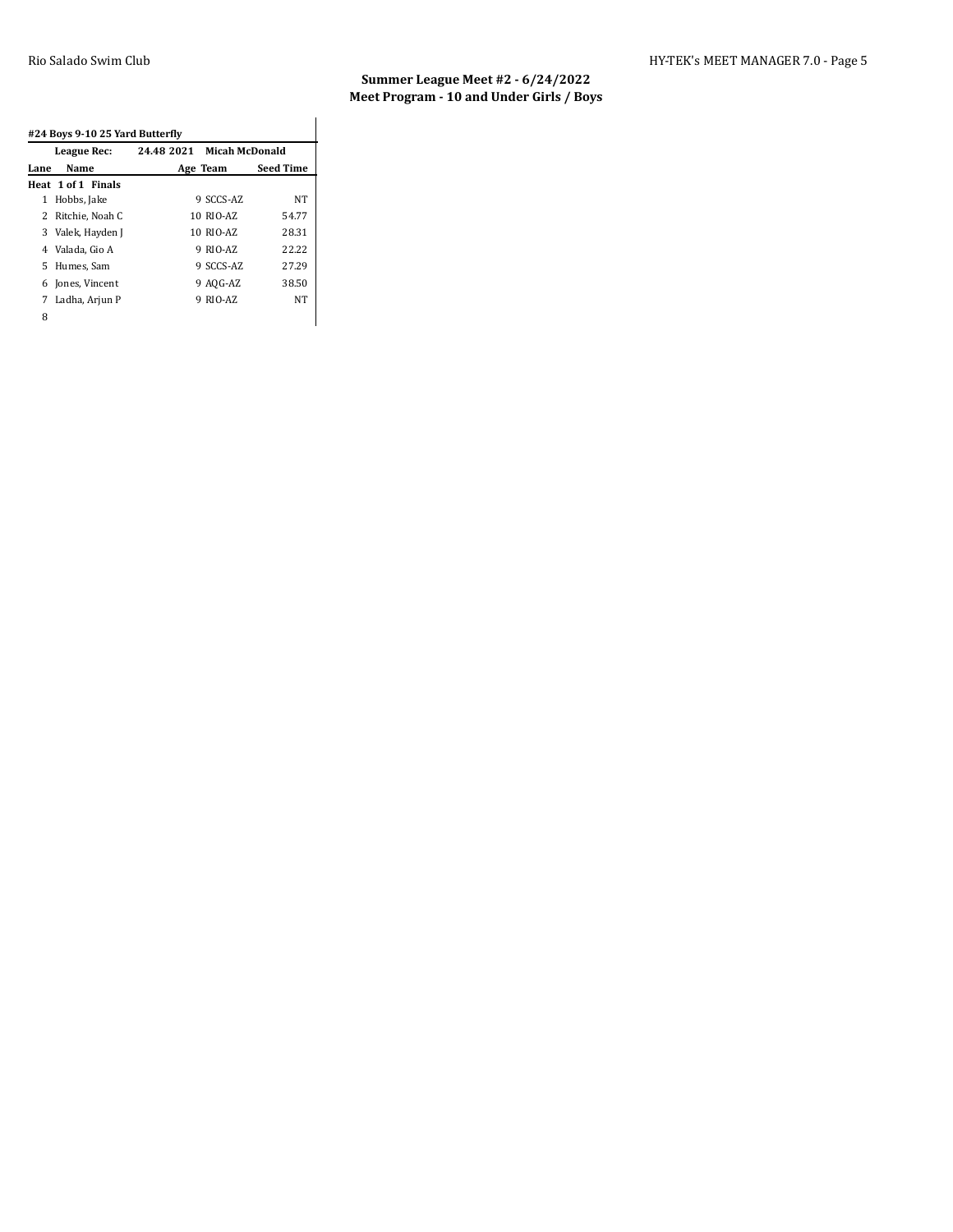## Summer League Meet #2 - 6/24/2022
## Meet Program - 10 and Under Girls / Boys

**#24 Boys 9-10 25 Yard Butterfly**

**League Rec:** 24.48 2021 Micah McDonald

| Lane | Name | Age | Team | Seed Time |
|---|---|---|---|---|
| **Heat 1 of 1 Finals** | | | | |
| 1 | Hobbs, Jake | 9 | SCCS-AZ | NT |
| 2 | Ritchie, Noah C | 10 | RIO-AZ | 54.77 |
| 3 | Valek, Hayden J | 10 | RIO-AZ | 28.31 |
| 4 | Valada, Gio A | 9 | RIO-AZ | 22.22 |
| 5 | Humes, Sam | 9 | SCCS-AZ | 27.29 |
| 6 | Jones, Vincent | 9 | AQG-AZ | 38.50 |
| 7 | Ladha, Arjun P | 9 | RIO-AZ | NT |
| 8 | | | | |